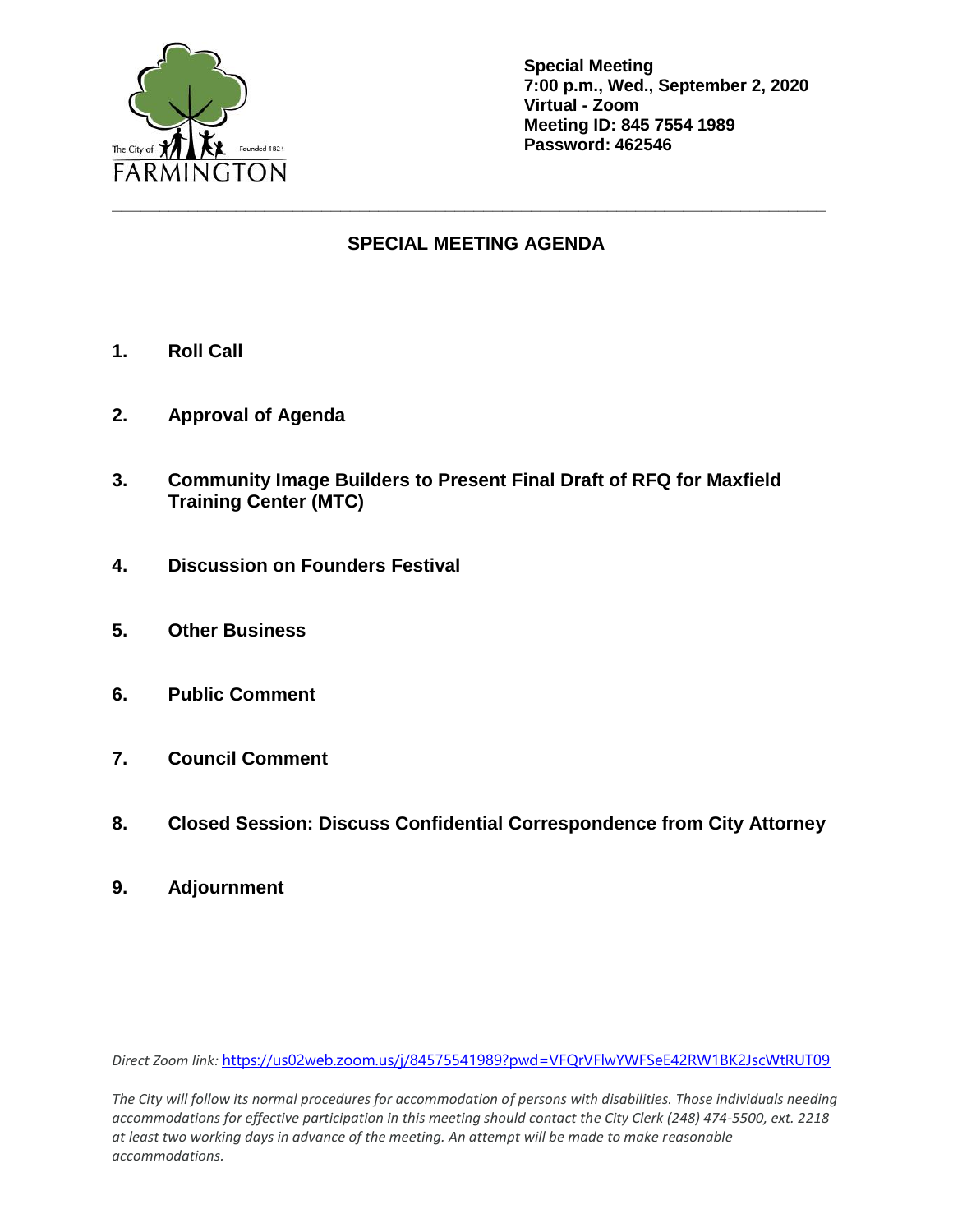The City of Farmington — Founded 1824

**Special Meeting**
**7:00 p.m., Wed., September 2, 2020**
**Virtual - Zoom**
**Meeting ID: 845 7554 1989**
**Password: 462546**

---

## SPECIAL MEETING AGENDA

1. **Roll Call**

2. **Approval of Agenda**

3. **Community Image Builders to Present Final Draft of RFQ for Maxfield Training Center (MTC)**

4. **Discussion on Founders Festival**

5. **Other Business**

6. **Public Comment**

7. **Council Comment**

8. **Closed Session: Discuss Confidential Correspondence from City Attorney**

9. **Adjournment**

*Direct Zoom link:* https://us02web.zoom.us/j/84575541989?pwd=VFQrVFlwYWFSeE42RW1BK2JscWtRUT09

*The City will follow its normal procedures for accommodation of persons with disabilities. Those individuals needing accommodations for effective participation in this meeting should contact the City Clerk (248) 474-5500, ext. 2218 at least two working days in advance of the meeting. An attempt will be made to make reasonable accommodations.*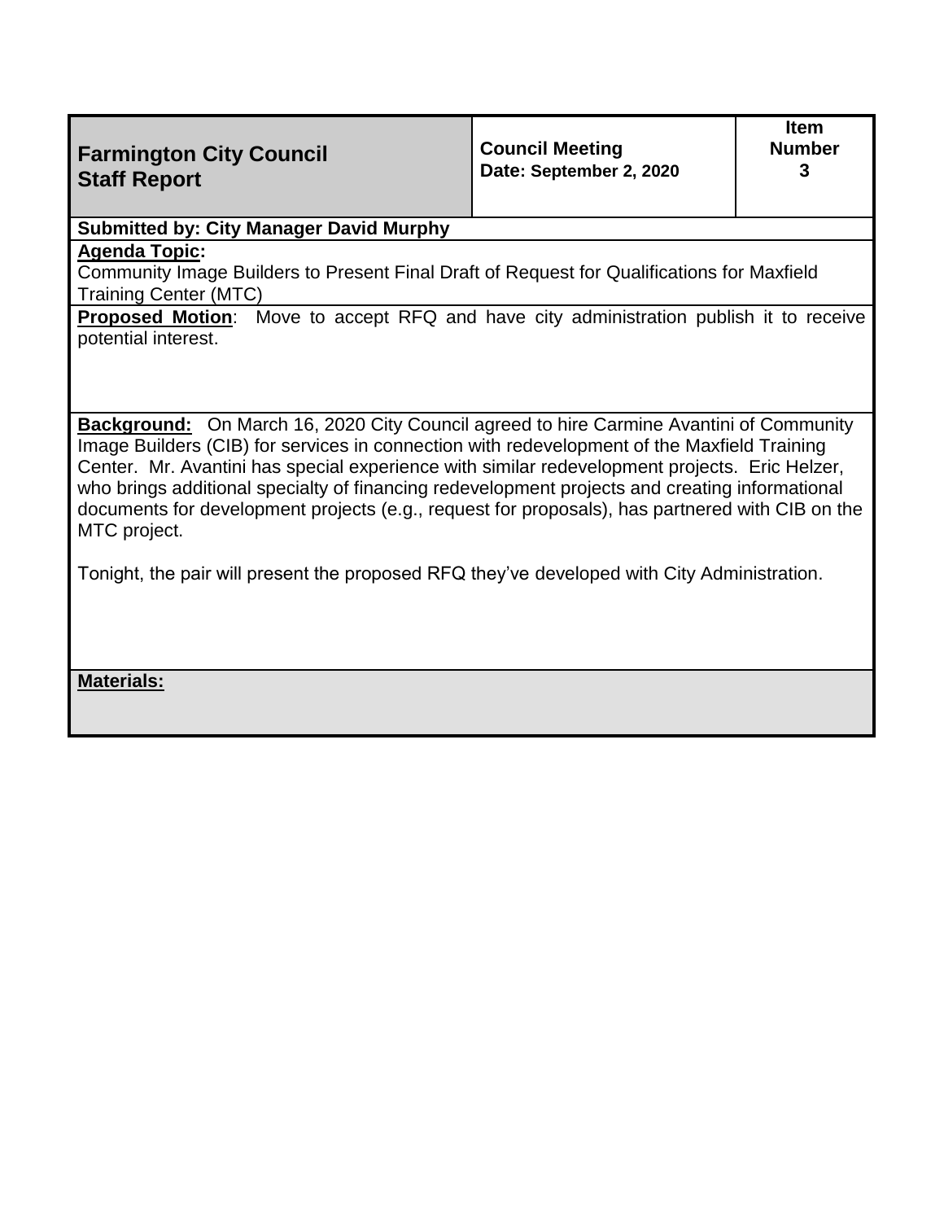| **Farmington City Council Staff Report** | **Council Meeting Date: September 2, 2020** | **Item Number 3** |
|---|---|---|

**Submitted by: City Manager David Murphy**

**Agenda Topic:**
Community Image Builders to Present Final Draft of Request for Qualifications for Maxfield Training Center (MTC)

**Proposed Motion**: Move to accept RFQ and have city administration publish it to receive potential interest.

**Background:** On March 16, 2020 City Council agreed to hire Carmine Avantini of Community Image Builders (CIB) for services in connection with redevelopment of the Maxfield Training Center. Mr. Avantini has special experience with similar redevelopment projects. Eric Helzer, who brings additional specialty of financing redevelopment projects and creating informational documents for development projects (e.g., request for proposals), has partnered with CIB on the MTC project.

Tonight, the pair will present the proposed RFQ they've developed with City Administration.

**Materials:**